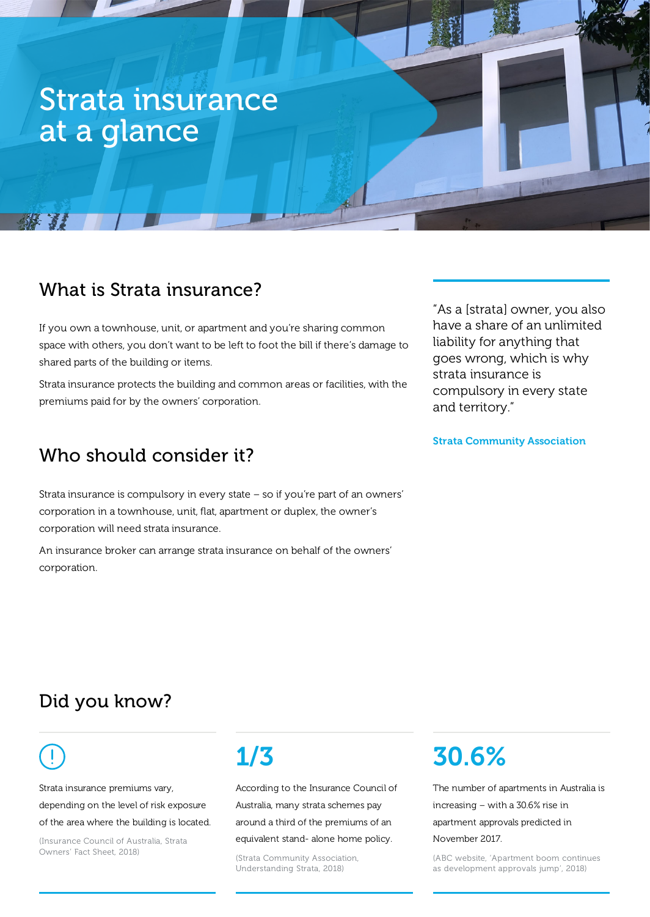# Strata insurance at a glance

## What is Strata insurance?

If you own a townhouse, unit, or apartment and you're sharing common space with others, you don't want to be left to foot the bill if there's damage to shared parts of the building or items.

Strata insurance protects the building and common areas or facilities, with the premiums paid for by the owners' corporation.

## Who should consider it?

Strata insurance is compulsory in every state – so if you're part of an owners' corporation in a townhouse, unit, flat, apartment or duplex, the owner's corporation will need strata insurance.

An insurance broker can arrange strata insurance on behalf of the owners' corporation.

> "As a [strata] owner, you also have a share of an unlimited liability for anything that goes wrong, which is why strata insurance is compulsory in every state and territory."
>
> **Strata Community Association**

## Did you know?

**!**

Strata insurance premiums vary, depending on the level of risk exposure of the area where the building is located.

(Insurance Council of Australia, Strata Owners' Fact Sheet, 2018)

**1/3**

According to the Insurance Council of Australia, many strata schemes pay around a third of the premiums of an equivalent stand- alone home policy.

(Strata Community Association, Understanding Strata, 2018)

**30.6%**

The number of apartments in Australia is increasing – with a 30.6% rise in apartment approvals predicted in November 2017.

(ABC website, 'Apartment boom continues as development approvals jump', 2018)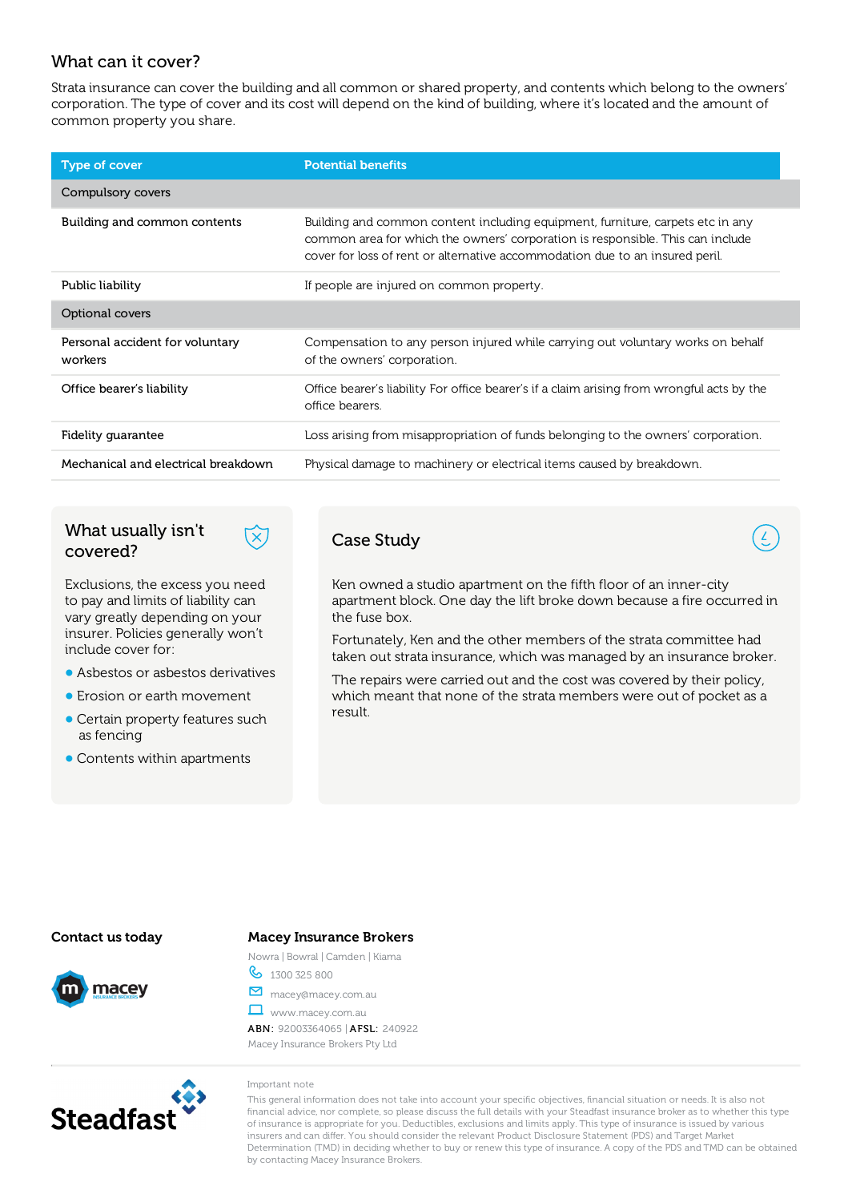## What can it cover?

Strata insurance can cover the building and all common or shared property, and contents which belong to the owners' corporation. The type of cover and its cost will depend on the kind of building, where it's located and the amount of common property you share.

| Type of cover | Potential benefits |
|---|---|
| **Compulsory covers** | |
| Building and common contents | Building and common content including equipment, furniture, carpets etc in any common area for which the owners' corporation is responsible. This can include cover for loss of rent or alternative accommodation due to an insured peril. |
| Public liability | If people are injured on common property. |
| **Optional covers** | |
| Personal accident for voluntary workers | Compensation to any person injured while carrying out voluntary works on behalf of the owners' corporation. |
| Office bearer's liability | Office bearer's liability For office bearer's if a claim arising from wrongful acts by the office bearers. |
| Fidelity guarantee | Loss arising from misappropriation of funds belonging to the owners' corporation. |
| Mechanical and electrical breakdown | Physical damage to machinery or electrical items caused by breakdown. |

### What usually isn't covered?

Exclusions, the excess you need to pay and limits of liability can vary greatly depending on your insurer. Policies generally won't include cover for:

- Asbestos or asbestos derivatives
- Erosion or earth movement
- Certain property features such as fencing
- Contents within apartments

### Case Study

Ken owned a studio apartment on the fifth floor of an inner-city apartment block. One day the lift broke down because a fire occurred in the fuse box.

Fortunately, Ken and the other members of the strata committee had taken out strata insurance, which was managed by an insurance broker.

The repairs were carried out and the cost was covered by their policy, which meant that none of the strata members were out of pocket as a result.

**Contact us today**

macey

**Macey Insurance Brokers**

Nowra | Bowral | Camden | Kiama

1300 325 800

macey@macey.com.au

www.macey.com.au

**ABN:** 92003364065 | **AFSL:** 240922

Macey Insurance Brokers Pty Ltd

Steadfast

Important note

This general information does not take into account your specific objectives, financial situation or needs. It is also not financial advice, nor complete, so please discuss the full details with your Steadfast insurance broker as to whether this type of insurance is appropriate for you. Deductibles, exclusions and limits apply. This type of insurance is issued by various insurers and can differ. You should consider the relevant Product Disclosure Statement (PDS) and Target Market Determination (TMD) in deciding whether to buy or renew this type of insurance. A copy of the PDS and TMD can be obtained by contacting Macey Insurance Brokers.